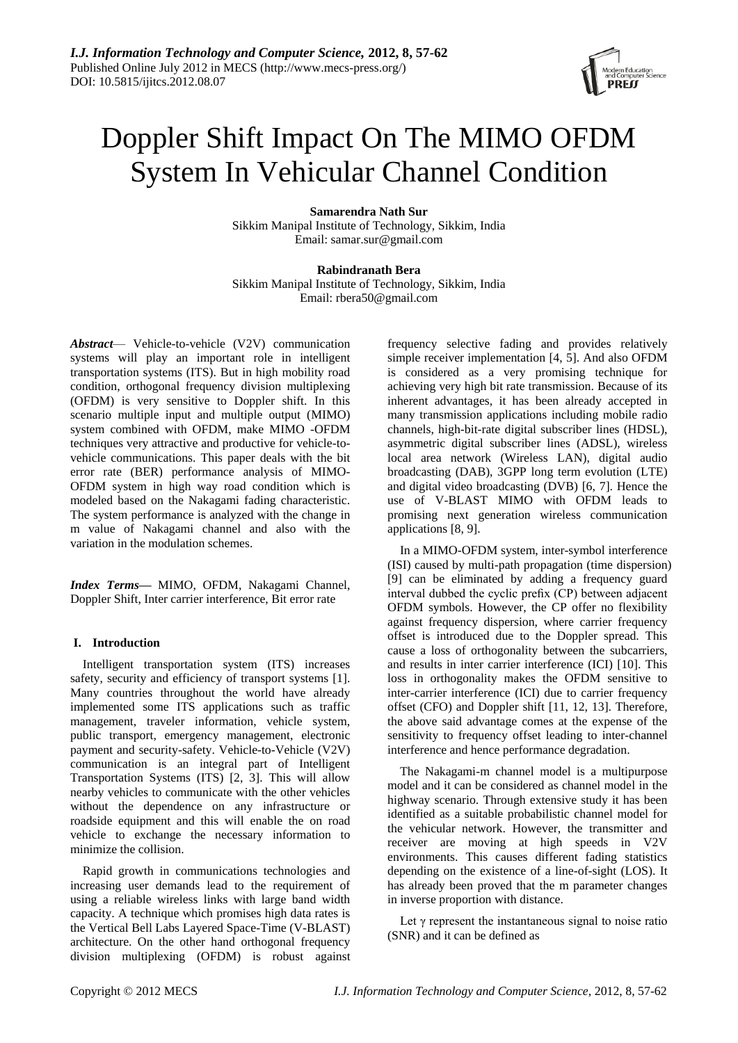# Doppler Shift Impact On The MIMO OFDM System In Vehicular Channel Condition

**Samarendra Nath Sur**
Sikkim Manipal Institute of Technology, Sikkim, India
Email: samar.sur@gmail.com

**Rabindranath Bera**
Sikkim Manipal Institute of Technology, Sikkim, India
Email: rbera50@gmail.com

***Abstract***— Vehicle-to-vehicle (V2V) communication systems will play an important role in intelligent transportation systems (ITS). But in high mobility road condition, orthogonal frequency division multiplexing (OFDM) is very sensitive to Doppler shift. In this scenario multiple input and multiple output (MIMO) system combined with OFDM, make MIMO -OFDM techniques very attractive and productive for vehicle-to-vehicle communications. This paper deals with the bit error rate (BER) performance analysis of MIMO-OFDM system in high way road condition which is modeled based on the Nakagami fading characteristic. The system performance is analyzed with the change in m value of Nakagami channel and also with the variation in the modulation schemes.

***Index Terms*—** MIMO, OFDM, Nakagami Channel, Doppler Shift, Inter carrier interference, Bit error rate

## I. Introduction

Intelligent transportation system (ITS) increases safety, security and efficiency of transport systems [1]. Many countries throughout the world have already implemented some ITS applications such as traffic management, traveler information, vehicle system, public transport, emergency management, electronic payment and security-safety. Vehicle-to-Vehicle (V2V) communication is an integral part of Intelligent Transportation Systems (ITS) [2, 3]. This will allow nearby vehicles to communicate with the other vehicles without the dependence on any infrastructure or roadside equipment and this will enable the on road vehicle to exchange the necessary information to minimize the collision.

Rapid growth in communications technologies and increasing user demands lead to the requirement of using a reliable wireless links with large band width capacity. A technique which promises high data rates is the Vertical Bell Labs Layered Space-Time (V-BLAST) architecture. On the other hand orthogonal frequency division multiplexing (OFDM) is robust against frequency selective fading and provides relatively simple receiver implementation [4, 5]. And also OFDM is considered as a very promising technique for achieving very high bit rate transmission. Because of its inherent advantages, it has been already accepted in many transmission applications including mobile radio channels, high-bit-rate digital subscriber lines (HDSL), asymmetric digital subscriber lines (ADSL), wireless local area network (Wireless LAN), digital audio broadcasting (DAB), 3GPP long term evolution (LTE) and digital video broadcasting (DVB) [6, 7]. Hence the use of V-BLAST MIMO with OFDM leads to promising next generation wireless communication applications [8, 9].

In a MIMO-OFDM system, inter-symbol interference (ISI) caused by multi-path propagation (time dispersion) [9] can be eliminated by adding a frequency guard interval dubbed the cyclic prefix (CP) between adjacent OFDM symbols. However, the CP offer no flexibility against frequency dispersion, where carrier frequency offset is introduced due to the Doppler spread. This cause a loss of orthogonality between the subcarriers, and results in inter carrier interference (ICI) [10]. This loss in orthogonality makes the OFDM sensitive to inter-carrier interference (ICI) due to carrier frequency offset (CFO) and Doppler shift [11, 12, 13]. Therefore, the above said advantage comes at the expense of the sensitivity to frequency offset leading to inter-channel interference and hence performance degradation.

The Nakagami-m channel model is a multipurpose model and it can be considered as channel model in the highway scenario. Through extensive study it has been identified as a suitable probabilistic channel model for the vehicular network. However, the transmitter and receiver are moving at high speeds in V2V environments. This causes different fading statistics depending on the existence of a line-of-sight (LOS). It has already been proved that the m parameter changes in inverse proportion with distance.

Let $\gamma$ represent the instantaneous signal to noise ratio (SNR) and it can be defined as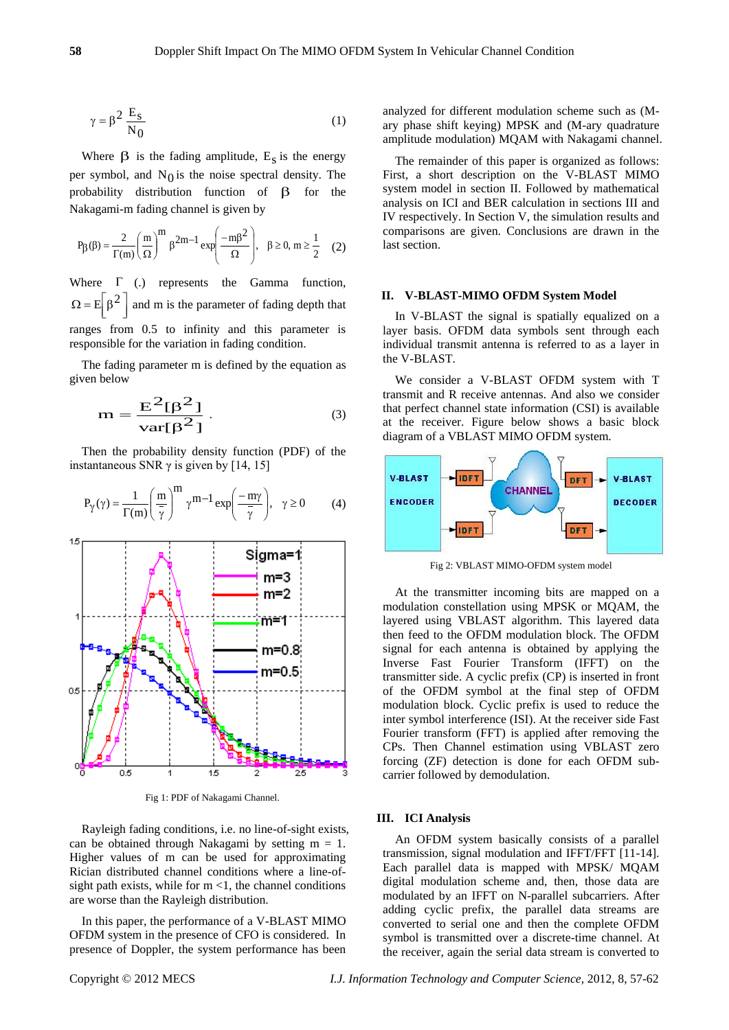$$\gamma = \beta^2 \frac{E_S}{N_0} \tag{1}$$

Where $\beta$ is the fading amplitude, $E_S$ is the energy per symbol, and $N_0$ is the noise spectral density. The probability distribution function of $\beta$ for the Nakagami-m fading channel is given by

$$P_\beta(\beta) = \frac{2}{\Gamma(m)}\left(\frac{m}{\Omega}\right)^m \beta^{2m-1} \exp\left(\frac{-m\beta^2}{\Omega}\right), \quad \beta \geq 0, m \geq \frac{1}{2} \tag{2}$$

Where $\Gamma$ (.) represents the Gamma function, $\Omega = E\left[\beta^2\right]$ and m is the parameter of fading depth that ranges from 0.5 to infinity and this parameter is responsible for the variation in fading condition.

The fading parameter m is defined by the equation as given below

$$m = \frac{E^2[\beta^2]}{\mathrm{var}[\beta^2]} \, . \tag{3}$$

Then the probability density function (PDF) of the instantaneous SNR $\gamma$ is given by [14, 15]

$$P_\gamma(\gamma) = \frac{1}{\Gamma(m)}\left(\frac{m}{\bar{\gamma}}\right)^m \gamma^{m-1} \exp\left(\frac{-m\gamma}{\bar{\gamma}}\right), \quad \gamma \geq 0 \tag{4}$$

Fig 1: PDF of Nakagami Channel.

Rayleigh fading conditions, i.e. no line-of-sight exists, can be obtained through Nakagami by setting m = 1. Higher values of m can be used for approximating Rician distributed channel conditions where a line-of-sight path exists, while for m <1, the channel conditions are worse than the Rayleigh distribution.

In this paper, the performance of a V-BLAST MIMO OFDM system in the presence of CFO is considered. In presence of Doppler, the system performance has been analyzed for different modulation scheme such as (M-ary phase shift keying) MPSK and (M-ary quadrature amplitude modulation) MQAM with Nakagami channel.

The remainder of this paper is organized as follows: First, a short description on the V-BLAST MIMO system model in section II. Followed by mathematical analysis on ICI and BER calculation in sections III and IV respectively. In Section V, the simulation results and comparisons are given. Conclusions are drawn in the last section.

## II. V-BLAST-MIMO OFDM System Model

In V-BLAST the signal is spatially equalized on a layer basis. OFDM data symbols sent through each individual transmit antenna is referred to as a layer in the V-BLAST.

We consider a V-BLAST OFDM system with T transmit and R receive antennas. And also we consider that perfect channel state information (CSI) is available at the receiver. Figure below shows a basic block diagram of a VBLAST MIMO OFDM system.

Fig 2: VBLAST MIMO-OFDM system model

At the transmitter incoming bits are mapped on a modulation constellation using MPSK or MQAM, the layered using VBLAST algorithm. This layered data then feed to the OFDM modulation block. The OFDM signal for each antenna is obtained by applying the Inverse Fast Fourier Transform (IFFT) on the transmitter side. A cyclic prefix (CP) is inserted in front of the OFDM symbol at the final step of OFDM modulation block. Cyclic prefix is used to reduce the inter symbol interference (ISI). At the receiver side Fast Fourier transform (FFT) is applied after removing the CPs. Then Channel estimation using VBLAST zero forcing (ZF) detection is done for each OFDM sub-carrier followed by demodulation.

## III. ICI Analysis

An OFDM system basically consists of a parallel transmission, signal modulation and IFFT/FFT [11-14]. Each parallel data is mapped with MPSK/ MQAM digital modulation scheme and, then, those data are modulated by an IFFT on N-parallel subcarriers. After adding cyclic prefix, the parallel data streams are converted to serial one and then the complete OFDM symbol is transmitted over a discrete-time channel. At the receiver, again the serial data stream is converted to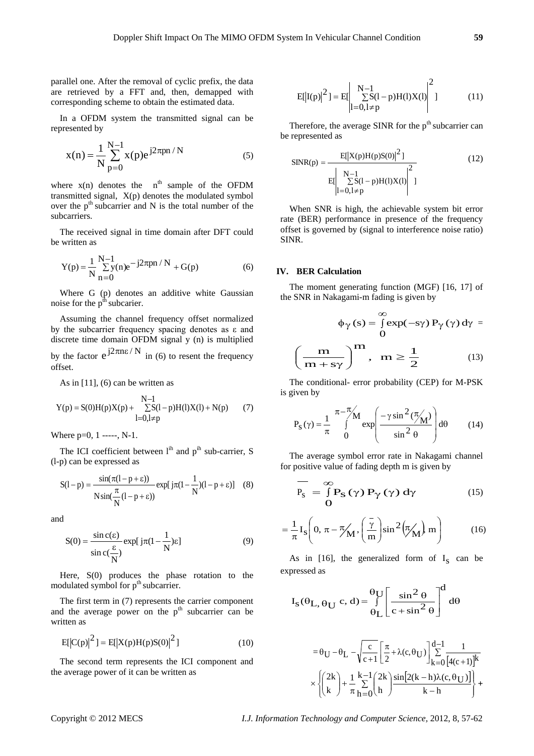parallel one. After the removal of cyclic prefix, the data are retrieved by a FFT and, then, demapped with corresponding scheme to obtain the estimated data.

In a OFDM system the transmitted signal can be represented by

$$x(n) = \frac{1}{N}\sum_{p=0}^{N-1} x(p)e^{j2\pi pn/N} \tag{5}$$

where x(n) denotes the $n^{th}$ sample of the OFDM transmitted signal, X(p) denotes the modulated symbol over the $p^{th}$ subcarrier and N is the total number of the subcarriers.

The received signal in time domain after DFT could be written as

$$Y(p) = \frac{1}{N}\sum_{n=0}^{N-1} y(n)e^{-j2\pi pn/N} + G(p) \tag{6}$$

Where G (p) denotes an additive white Gaussian noise for the $p^{th}$ subcarier.

Assuming the channel frequency offset normalized by the subcarrier frequency spacing denotes as ε and discrete time domain OFDM signal y (n) is multiplied by the factor $e^{j2\pi n\varepsilon/N}$ in (6) to resent the frequency offset.

As in [11], (6) can be written as

$$Y(p) = S(0)H(p)X(p) + \sum_{l=0, l\neq p}^{N-1} S(l-p)H(l)X(l) + N(p) \tag{7}$$

Where p=0, 1 -----, N-1.

The ICI coefficient between $l^{th}$ and $p^{th}$ sub-carrier, S (l-p) can be expressed as

$$S(l-p) = \frac{\sin(\pi(l-p+\varepsilon))}{N\sin(\frac{\pi}{N}(l-p+\varepsilon))}\exp[j\pi(1-\frac{1}{N})(l-p+\varepsilon)] \tag{8}$$

and

$$S(0) = \frac{\sin c(\varepsilon)}{\sin c(\frac{\varepsilon}{N})}\exp[j\pi(1-\frac{1}{N})\varepsilon] \tag{9}$$

Here, S(0) produces the phase rotation to the modulated symbol for $p^{th}$ subcarrier.

The first term in (7) represents the carrier component and the average power on the $p^{th}$ subcarrier can be written as

$$E[|C(p)|^2] = E[|X(p)H(p)S(0)|^2] \tag{10}$$

The second term represents the ICI component and the average power of it can be written as

$$E[|I(p)|^2] = E[\left|\sum_{l=0, l\neq p}^{N-1} S(l-p)H(l)X(l)\right|^2] \tag{11}$$

Therefore, the average SINR for the $p^{th}$ subcarrier can be represented as

$$SINR(p) = \frac{E[|X(p)H(p)S(0)|^2]}{E[\left|\sum_{l=0, l\neq p}^{N-1} S(l-p)H(l)X(l)\right|^2]} \tag{12}$$

When SNR is high, the achievable system bit error rate (BER) performance in presence of the frequency offset is governed by (signal to interference noise ratio) SINR.

## IV. BER Calculation

The moment generating function (MGF) [16, 17] of the SNR in Nakagami-m fading is given by

$$\phi_\gamma(s) = \int_0^\infty \exp(-s\gamma)P_\gamma(\gamma)\,d\gamma = \left(\frac{m}{m+s\gamma}\right)^m, \quad m \geq \frac{1}{2} \tag{13}$$

The conditional- error probability (CEP) for M-PSK is given by

$$P_S(\gamma) = \frac{1}{\pi}\int_0^{\pi-\pi/M} \exp\left(\frac{-\gamma\sin^2(\pi/M)}{\sin^2\theta}\right)d\theta \tag{14}$$

The average symbol error rate in Nakagami channel for positive value of fading depth m is given by

$$\overline{P_s} = \int_0^\infty P_S(\gamma)P_\gamma(\gamma)\,d\gamma \tag{15}$$

$$= \frac{1}{\pi}I_S\left(0, \pi-\pi/M, \left(\frac{\bar{\gamma}}{m}\right)\sin^2(\pi/M), m\right) \tag{16}$$

As in [16], the generalized form of $I_S$ can be expressed as

$$I_S(\theta_L, \theta_U\ c, d) = \int_{\theta_L}^{\theta_U}\left[\frac{\sin^2\theta}{c+\sin^2\theta}\right]^d d\theta$$

$$= \theta_U - \theta_L - \sqrt{\frac{c}{c+1}}\left[\frac{\pi}{2}+\lambda(c,\theta_U)\right]\sum_{k=0}^{d-1}\frac{1}{[4(c+1)]^k} \times \left\{\binom{2k}{k} + \frac{1}{\pi}\sum_{h=0}^{k-1}\binom{2k}{h}\frac{\sin[2(k-h)\lambda(c,\theta_U)]}{k-h}\right\} +$$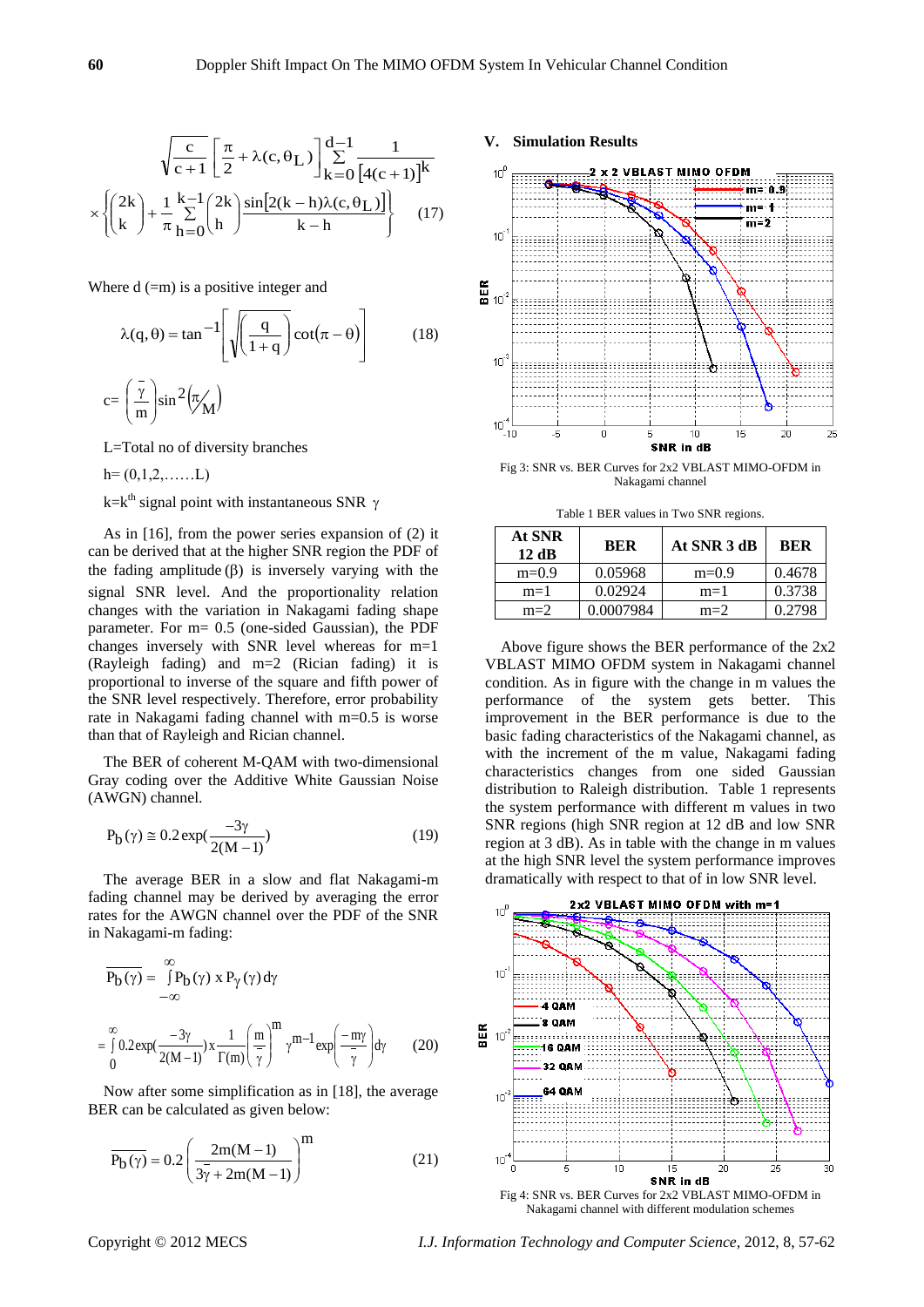$$\sqrt{\frac{c}{c+1}}\left[\frac{\pi}{2}+\lambda(c,\theta_L)\right]\sum_{k=0}^{d-1}\frac{1}{[4(c+1)]^k}$$
$$\times\left\{\binom{2k}{k}+\frac{1}{\pi}\sum_{h=0}^{k-1}\binom{2k}{h}\frac{\sin[2(k-h)\lambda(c,\theta_L)]}{k-h}\right\} \quad (17)$$

Where d (=m) is a positive integer and

$$\lambda(q,\theta)=\tan^{-1}\left[\sqrt{\left(\frac{q}{1+q}\right)}\cot(\pi-\theta)\right] \quad (18)$$

$$c=\left(\frac{\bar{\gamma}}{m}\right)\sin^2\left(\pi/_M\right)$$

L=Total no of diversity branches

h= (0,1,2,……L)

k=k[th] signal point with instantaneous SNR $\gamma$

As in [16], from the power series expansion of (2) it can be derived that at the higher SNR region the PDF of the fading amplitude ($\beta$) is inversely varying with the signal SNR level. And the proportionality relation changes with the variation in Nakagami fading shape parameter. For m= 0.5 (one-sided Gaussian), the PDF changes inversely with SNR level whereas for m=1 (Rayleigh fading) and m=2 (Rician fading) it is proportional to inverse of the square and fifth power of the SNR level respectively. Therefore, error probability rate in Nakagami fading channel with m=0.5 is worse than that of Rayleigh and Rician channel.

The BER of coherent M-QAM with two-dimensional Gray coding over the Additive White Gaussian Noise (AWGN) channel.

$$P_b(\gamma)\cong 0.2\exp\left(\frac{-3\gamma}{2(M-1)}\right) \quad (19)$$

The average BER in a slow and flat Nakagami-m fading channel may be derived by averaging the error rates for the AWGN channel over the PDF of the SNR in Nakagami-m fading:

$$\overline{P_b(\gamma)}=\int_{-\infty}^{\infty}P_b(\gamma)\ x\ P_\gamma(\gamma)\,d\gamma$$

$$=\int_0^{\infty}0.2\exp\left(\frac{-3\gamma}{2(M-1)}\right)x\frac{1}{\Gamma(m)}\left(\frac{m}{\bar{\gamma}}\right)^m\gamma^{m-1}\exp\left(\frac{-m\gamma}{\bar{\gamma}}\right)d\gamma \quad (20)$$

Now after some simplification as in [18], the average BER can be calculated as given below:

$$\overline{P_b(\gamma)}=0.2\left(\frac{2m(M-1)}{3\bar{\gamma}+2m(M-1)}\right)^m \quad (21)$$

## V. Simulation Results

Fig 3: SNR vs. BER Curves for 2x2 VBLAST MIMO-OFDM in Nakagami channel

Table 1 BER values in Two SNR regions.

| At SNR 12 dB | BER | At SNR 3 dB | BER |
|---|---|---|---|
| m=0.9 | 0.05968 | m=0.9 | 0.4678 |
| m=1 | 0.02924 | m=1 | 0.3738 |
| m=2 | 0.0007984 | m=2 | 0.2798 |

Above figure shows the BER performance of the 2x2 VBLAST MIMO OFDM system in Nakagami channel condition. As in figure with the change in m values the performance of the system gets better. This improvement in the BER performance is due to the basic fading characteristics of the Nakagami channel, as with the increment of the m value, Nakagami fading characteristics changes from one sided Gaussian distribution to Raleigh distribution. Table 1 represents the system performance with different m values in two SNR regions (high SNR region at 12 dB and low SNR region at 3 dB). As in table with the change in m values at the high SNR level the system performance improves dramatically with respect to that of in low SNR level.

Fig 4: SNR vs. BER Curves for 2x2 VBLAST MIMO-OFDM in Nakagami channel with different modulation schemes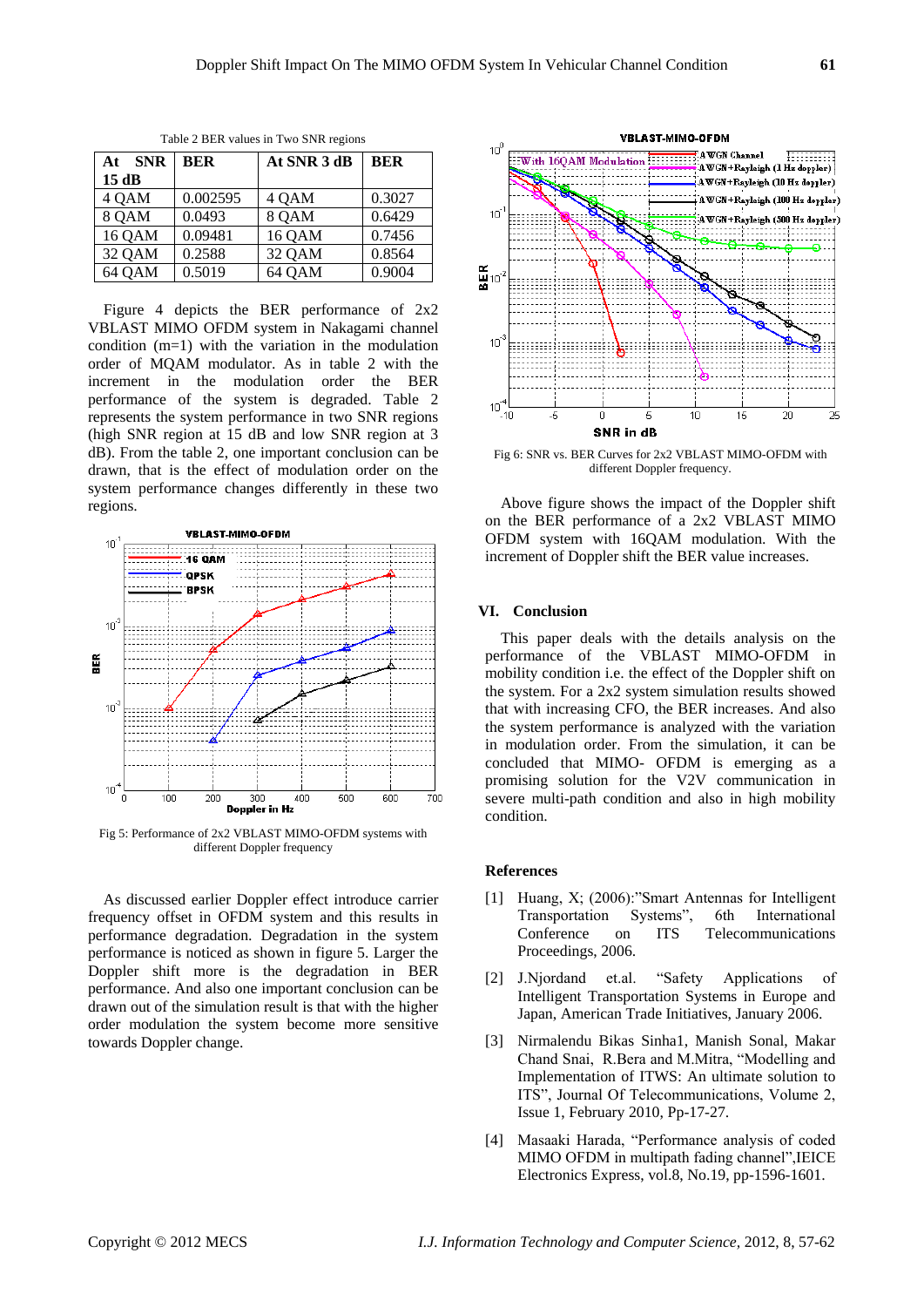Table 2 BER values in Two SNR regions

| At SNR 15 dB | BER | At SNR 3 dB | BER |
|---|---|---|---|
| 4 QAM | 0.002595 | 4 QAM | 0.3027 |
| 8 QAM | 0.0493 | 8 QAM | 0.6429 |
| 16 QAM | 0.09481 | 16 QAM | 0.7456 |
| 32 QAM | 0.2588 | 32 QAM | 0.8564 |
| 64 QAM | 0.5019 | 64 QAM | 0.9004 |

Figure 4 depicts the BER performance of 2x2 VBLAST MIMO OFDM system in Nakagami channel condition (m=1) with the variation in the modulation order of MQAM modulator. As in table 2 with the increment in the modulation order the BER performance of the system is degraded. Table 2 represents the system performance in two SNR regions (high SNR region at 15 dB and low SNR region at 3 dB). From the table 2, one important conclusion can be drawn, that is the effect of modulation order on the system performance changes differently in these two regions.

Fig 5: Performance of 2x2 VBLAST MIMO-OFDM systems with different Doppler frequency

As discussed earlier Doppler effect introduce carrier frequency offset in OFDM system and this results in performance degradation. Degradation in the system performance is noticed as shown in figure 5. Larger the Doppler shift more is the degradation in BER performance. And also one important conclusion can be drawn out of the simulation result is that with the higher order modulation the system become more sensitive towards Doppler change.

Fig 6: SNR vs. BER Curves for 2x2 VBLAST MIMO-OFDM with different Doppler frequency.

Above figure shows the impact of the Doppler shift on the BER performance of a 2x2 VBLAST MIMO OFDM system with 16QAM modulation. With the increment of Doppler shift the BER value increases.

## VI. Conclusion

This paper deals with the details analysis on the performance of the VBLAST MIMO-OFDM in mobility condition i.e. the effect of the Doppler shift on the system. For a 2x2 system simulation results showed that with increasing CFO, the BER increases. And also the system performance is analyzed with the variation in modulation order. From the simulation, it can be concluded that MIMO- OFDM is emerging as a promising solution for the V2V communication in severe multi-path condition and also in high mobility condition.

## References

[1] Huang, X; (2006):"Smart Antennas for Intelligent Transportation Systems", 6th International Conference on ITS Telecommunications Proceedings, 2006.

[2] J.Njordand et.al. "Safety Applications of Intelligent Transportation Systems in Europe and Japan, American Trade Initiatives, January 2006.

[3] Nirmalendu Bikas Sinha1, Manish Sonal, Makar Chand Snai, R.Bera and M.Mitra, "Modelling and Implementation of ITWS: An ultimate solution to ITS", Journal Of Telecommunications, Volume 2, Issue 1, February 2010, Pp-17-27.

[4] Masaaki Harada, "Performance analysis of coded MIMO OFDM in multipath fading channel",IEICE Electronics Express, vol.8, No.19, pp-1596-1601.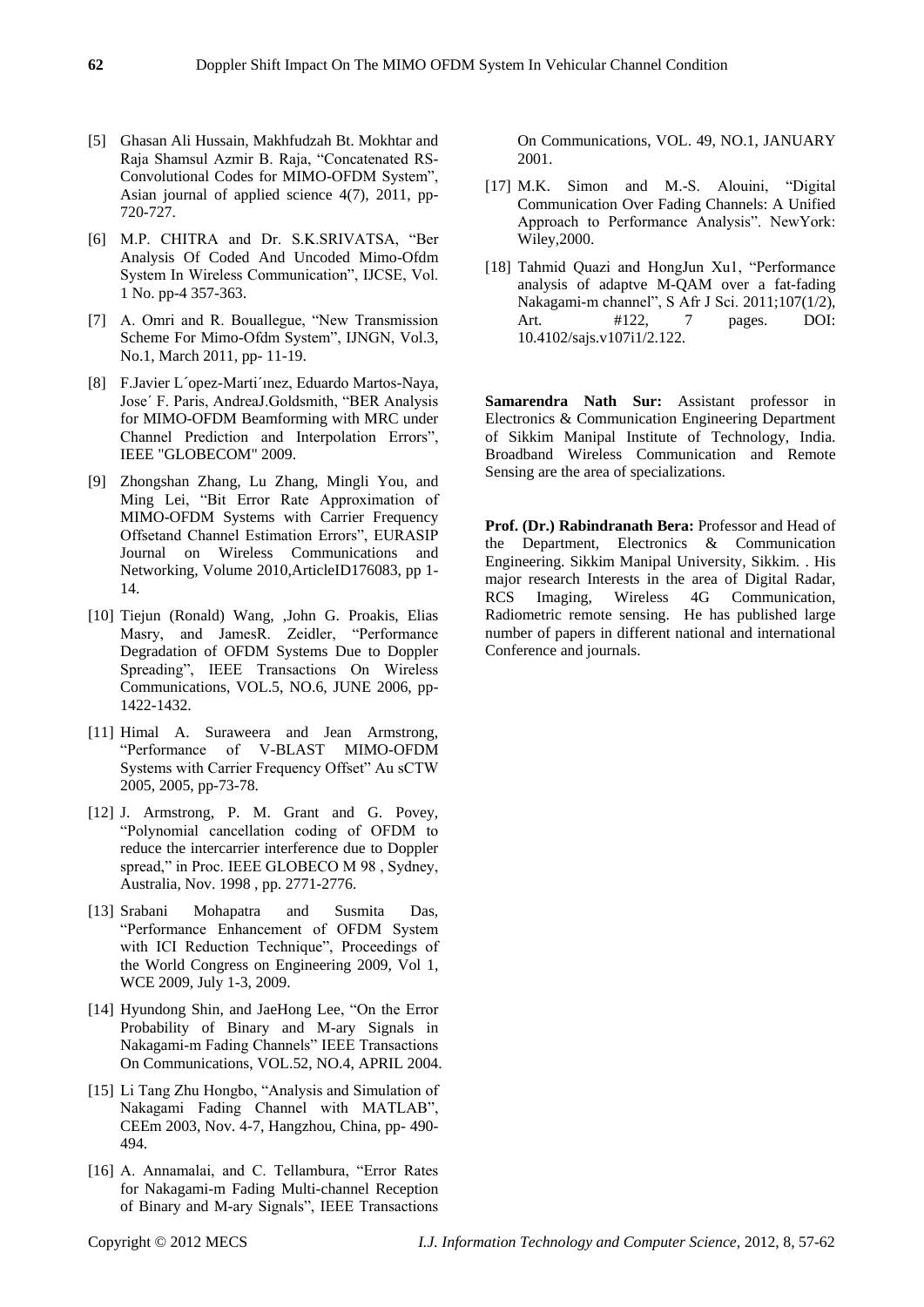[5] Ghasan Ali Hussain, Makhfudzah Bt. Mokhtar and Raja Shamsul Azmir B. Raja, "Concatenated RS-Convolutional Codes for MIMO-OFDM System", Asian journal of applied science 4(7), 2011, pp-720-727.

[6] M.P. CHITRA and Dr. S.K.SRIVATSA, "Ber Analysis Of Coded And Uncoded Mimo-Ofdm System In Wireless Communication", IJCSE, Vol. 1 No. pp-4 357-363.

[7] A. Omri and R. Bouallegue, "New Transmission Scheme For Mimo-Ofdm System", IJNGN, Vol.3, No.1, March 2011, pp- 11-19.

[8] F.Javier L´opez-Marti´ınez, Eduardo Martos-Naya, Jose´ F. Paris, AndreaJ.Goldsmith, "BER Analysis for MIMO-OFDM Beamforming with MRC under Channel Prediction and Interpolation Errors", IEEE "GLOBECOM" 2009.

[9] Zhongshan Zhang, Lu Zhang, Mingli You, and Ming Lei, "Bit Error Rate Approximation of MIMO-OFDM Systems with Carrier Frequency Offsetand Channel Estimation Errors", EURASIP Journal on Wireless Communications and Networking, Volume 2010,ArticleID176083, pp 1-14.

[10] Tiejun (Ronald) Wang, ,John G. Proakis, Elias Masry, and JamesR. Zeidler, "Performance Degradation of OFDM Systems Due to Doppler Spreading", IEEE Transactions On Wireless Communications, VOL.5, NO.6, JUNE 2006, pp-1422-1432.

[11] Himal A. Suraweera and Jean Armstrong, "Performance of V-BLAST MIMO-OFDM Systems with Carrier Frequency Offset" Au sCTW 2005, 2005, pp-73-78.

[12] J. Armstrong, P. M. Grant and G. Povey, "Polynomial cancellation coding of OFDM to reduce the intercarrier interference due to Doppler spread," in Proc. IEEE GLOBECO M 98 , Sydney, Australia, Nov. 1998 , pp. 2771-2776.

[13] Srabani Mohapatra and Susmita Das, "Performance Enhancement of OFDM System with ICI Reduction Technique", Proceedings of the World Congress on Engineering 2009, Vol 1, WCE 2009, July 1-3, 2009.

[14] Hyundong Shin, and JaeHong Lee, "On the Error Probability of Binary and M-ary Signals in Nakagami-m Fading Channels" IEEE Transactions On Communications, VOL.52, NO.4, APRIL 2004.

[15] Li Tang Zhu Hongbo, "Analysis and Simulation of Nakagami Fading Channel with MATLAB", CEEm 2003, Nov. 4-7, Hangzhou, China, pp- 490-494.

[16] A. Annamalai, and C. Tellambura, "Error Rates for Nakagami-m Fading Multi-channel Reception of Binary and M-ary Signals", IEEE Transactions On Communications, VOL. 49, NO.1, JANUARY 2001.

[17] M.K. Simon and M.-S. Alouini, "Digital Communication Over Fading Channels: A Unified Approach to Performance Analysis". NewYork: Wiley,2000.

[18] Tahmid Quazi and HongJun Xu1, "Performance analysis of adaptve M-QAM over a fat-fading Nakagami-m channel", S Afr J Sci. 2011;107(1/2), Art. #122, 7 pages. DOI: 10.4102/sajs.v107i1/2.122.

**Samarendra Nath Sur:** Assistant professor in Electronics & Communication Engineering Department of Sikkim Manipal Institute of Technology, India. Broadband Wireless Communication and Remote Sensing are the area of specializations.

**Prof. (Dr.) Rabindranath Bera:** Professor and Head of the Department, Electronics & Communication Engineering. Sikkim Manipal University, Sikkim. . His major research Interests in the area of Digital Radar, RCS Imaging, Wireless 4G Communication, Radiometric remote sensing. He has published large number of papers in different national and international Conference and journals.